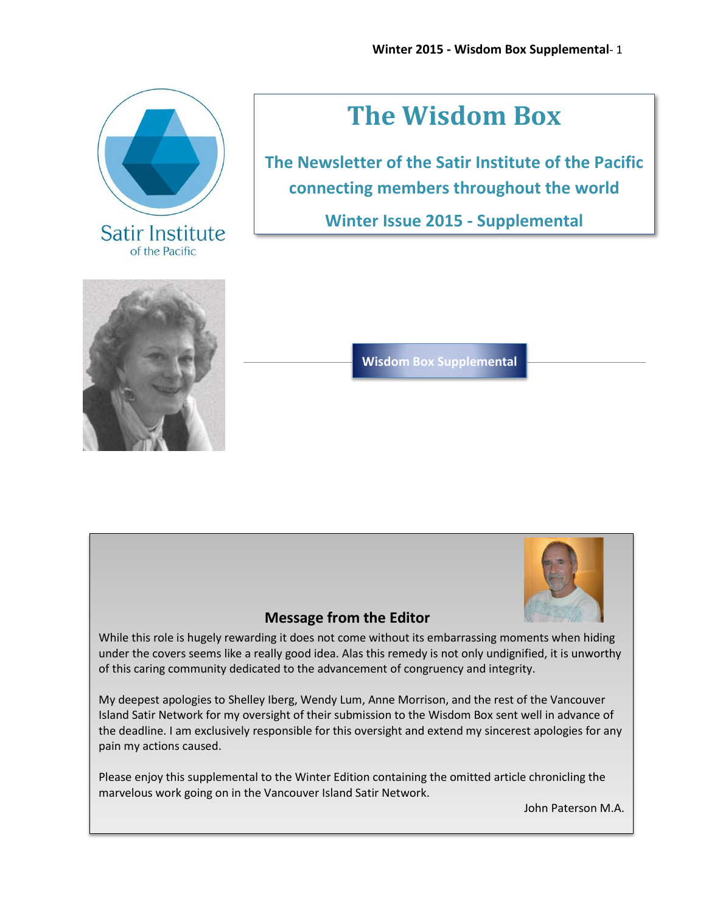# The Wisdom Box

## The Newsletter of the Satir Institute of the Pacific connecting members throughout the world

## Winter Issue 2015 - Supplemental

Satir Institute of the Pacific

**Wisdom Box Supplemental**

### Message from the Editor

While this role is hugely rewarding it does not come without its embarrassing moments when hiding under the covers seems like a really good idea. Alas this remedy is not only undignified, it is unworthy of this caring community dedicated to the advancement of congruency and integrity.

My deepest apologies to Shelley Iberg, Wendy Lum, Anne Morrison, and the rest of the Vancouver Island Satir Network for my oversight of their submission to the Wisdom Box sent well in advance of the deadline. I am exclusively responsible for this oversight and extend my sincerest apologies for any pain my actions caused.

Please enjoy this supplemental to the Winter Edition containing the omitted article chronicling the marvelous work going on in the Vancouver Island Satir Network.

John Paterson M.A.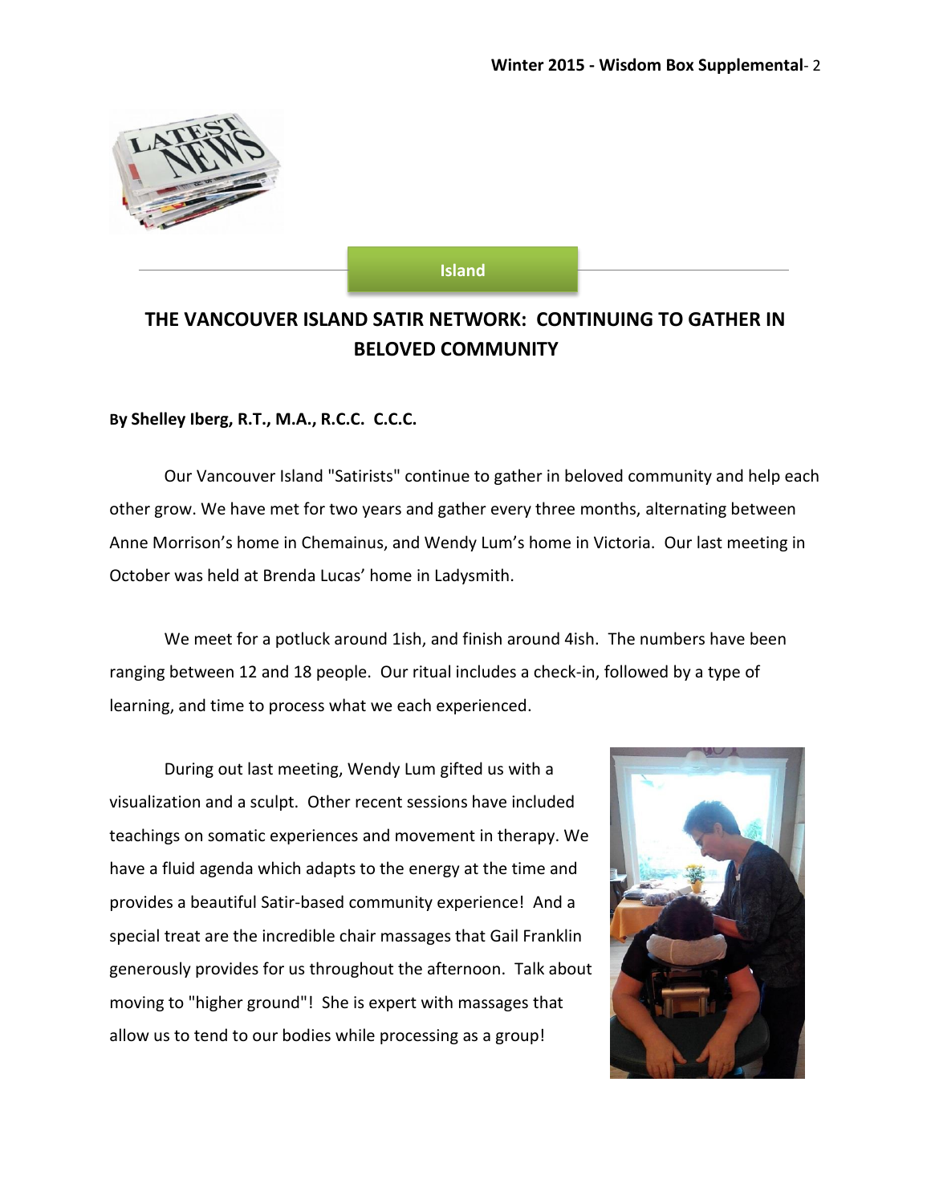Island

## THE VANCOUVER ISLAND SATIR NETWORK: CONTINUING TO GATHER IN BELOVED COMMUNITY

**By Shelley Iberg, R.T., M.A., R.C.C. C.C.C.**

Our Vancouver Island "Satirists" continue to gather in beloved community and help each other grow. We have met for two years and gather every three months, alternating between Anne Morrison's home in Chemainus, and Wendy Lum's home in Victoria. Our last meeting in October was held at Brenda Lucas' home in Ladysmith.

We meet for a potluck around 1ish, and finish around 4ish. The numbers have been ranging between 12 and 18 people. Our ritual includes a check-in, followed by a type of learning, and time to process what we each experienced.

During out last meeting, Wendy Lum gifted us with a visualization and a sculpt. Other recent sessions have included teachings on somatic experiences and movement in therapy. We have a fluid agenda which adapts to the energy at the time and provides a beautiful Satir-based community experience! And a special treat are the incredible chair massages that Gail Franklin generously provides for us throughout the afternoon. Talk about moving to "higher ground"! She is expert with massages that allow us to tend to our bodies while processing as a group!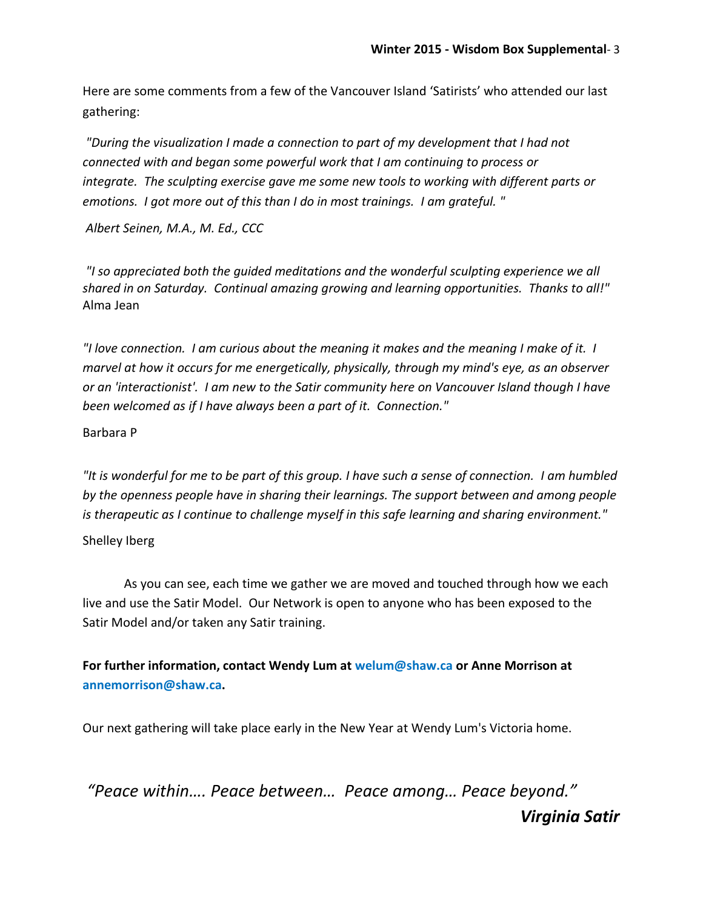Here are some comments from a few of the Vancouver Island 'Satirists' who attended our last gathering:

*"During the visualization I made a connection to part of my development that I had not connected with and began some powerful work that I am continuing to process or integrate. The sculpting exercise gave me some new tools to working with different parts or emotions. I got more out of this than I do in most trainings. I am grateful. "*

*Albert Seinen, M.A., M. Ed., CCC*

*"I so appreciated both the guided meditations and the wonderful sculpting experience we all shared in on Saturday. Continual amazing growing and learning opportunities. Thanks to all!"*
Alma Jean

*"I love connection. I am curious about the meaning it makes and the meaning I make of it. I marvel at how it occurs for me energetically, physically, through my mind's eye, as an observer or an 'interactionist'. I am new to the Satir community here on Vancouver Island though I have been welcomed as if I have always been a part of it. Connection."*

Barbara P

*"It is wonderful for me to be part of this group. I have such a sense of connection. I am humbled by the openness people have in sharing their learnings. The support between and among people is therapeutic as I continue to challenge myself in this safe learning and sharing environment."*

Shelley Iberg

As you can see, each time we gather we are moved and touched through how we each live and use the Satir Model. Our Network is open to anyone who has been exposed to the Satir Model and/or taken any Satir training.

**For further information, contact Wendy Lum at welum@shaw.ca or Anne Morrison at annemorrison@shaw.ca.**

Our next gathering will take place early in the New Year at Wendy Lum's Victoria home.

*"Peace within…. Peace between… Peace among… Peace beyond."*

***Virginia Satir***